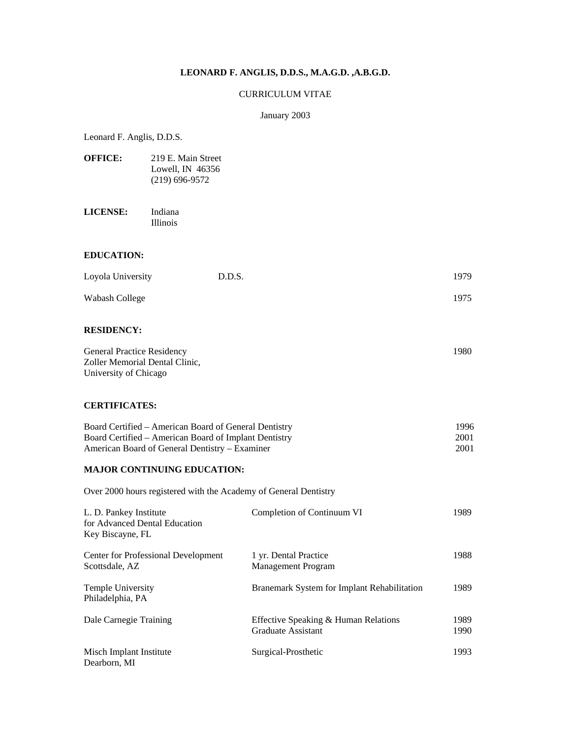# LEONARD F. ANGLIS, D.D.S., M.A.G.D. ,A.B.G.D.

CURRICULUM VITAE

January 2003

Leonard F. Anglis, D.D.S.

**OFFICE:** 219 E. Main Street
Lowell, IN 46356
(219) 696-9572

**LICENSE:** Indiana
Illinois

## EDUCATION:

| | | |
|---|---|---|
| Loyola University | D.D.S. | 1979 |
| Wabash College | | 1975 |

## RESIDENCY:

| | |
|---|---|
| General Practice Residency<br>Zoller Memorial Dental Clinic,<br>University of Chicago | 1980 |

## CERTIFICATES:

| | |
|---|---|
| Board Certified – American Board of General Dentistry | 1996 |
| Board Certified – American Board of Implant Dentistry | 2001 |
| American Board of General Dentistry – Examiner | 2001 |

## MAJOR CONTINUING EDUCATION:

Over 2000 hours registered with the Academy of General Dentistry

| | | |
|---|---|---|
| L. D. Pankey Institute<br>for Advanced Dental Education<br>Key Biscayne, FL | Completion of Continuum VI | 1989 |
| Center for Professional Development<br>Scottsdale, AZ | 1 yr. Dental Practice<br>Management Program | 1988 |
| Temple University<br>Philadelphia, PA | Branemark System for Implant Rehabilitation | 1989 |
| Dale Carnegie Training | Effective Speaking & Human Relations<br>Graduate Assistant | 1989<br>1990 |
| Misch Implant Institute<br>Dearborn, MI | Surgical-Prosthetic | 1993 |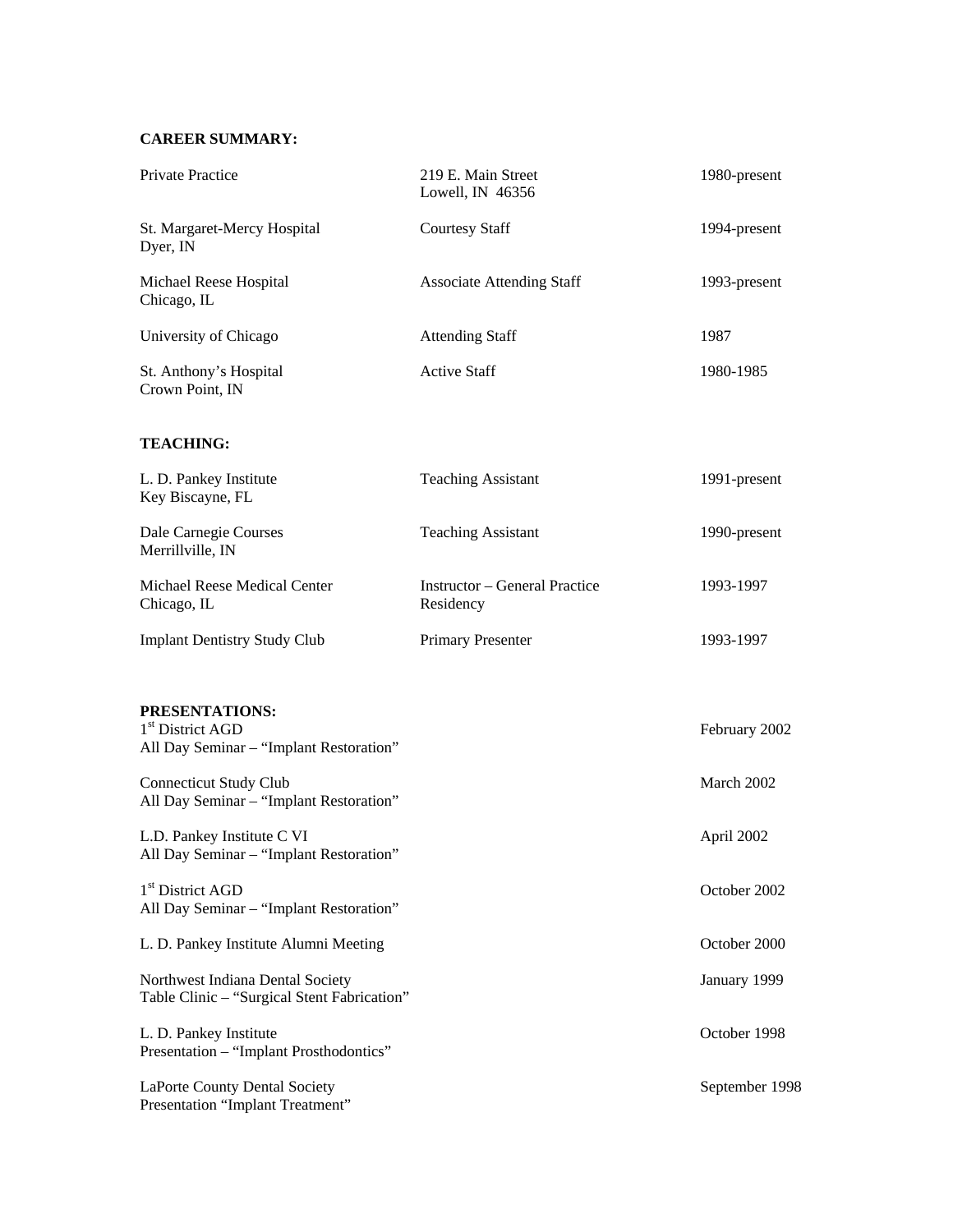**CAREER SUMMARY:**

| | | |
|---|---|---|
| Private Practice | 219 E. Main Street<br>Lowell, IN 46356 | 1980-present |
| St. Margaret-Mercy Hospital<br>Dyer, IN | Courtesy Staff | 1994-present |
| Michael Reese Hospital<br>Chicago, IL | Associate Attending Staff | 1993-present |
| University of Chicago | Attending Staff | 1987 |
| St. Anthony's Hospital<br>Crown Point, IN | Active Staff | 1980-1985 |

**TEACHING:**

| | | |
|---|---|---|
| L. D. Pankey Institute<br>Key Biscayne, FL | Teaching Assistant | 1991-present |
| Dale Carnegie Courses<br>Merrillville, IN | Teaching Assistant | 1990-present |
| Michael Reese Medical Center<br>Chicago, IL | Instructor – General Practice Residency | 1993-1997 |
| Implant Dentistry Study Club | Primary Presenter | 1993-1997 |

**PRESENTATIONS:**

| | |
|---|---|
| 1st District AGD<br>All Day Seminar – "Implant Restoration" | February 2002 |
| Connecticut Study Club<br>All Day Seminar – "Implant Restoration" | March 2002 |
| L.D. Pankey Institute C VI<br>All Day Seminar – "Implant Restoration" | April 2002 |
| 1st District AGD<br>All Day Seminar – "Implant Restoration" | October 2002 |
| L. D. Pankey Institute Alumni Meeting | October 2000 |
| Northwest Indiana Dental Society<br>Table Clinic – "Surgical Stent Fabrication" | January 1999 |
| L. D. Pankey Institute<br>Presentation – "Implant Prosthodontics" | October 1998 |
| LaPorte County Dental Society<br>Presentation "Implant Treatment" | September 1998 |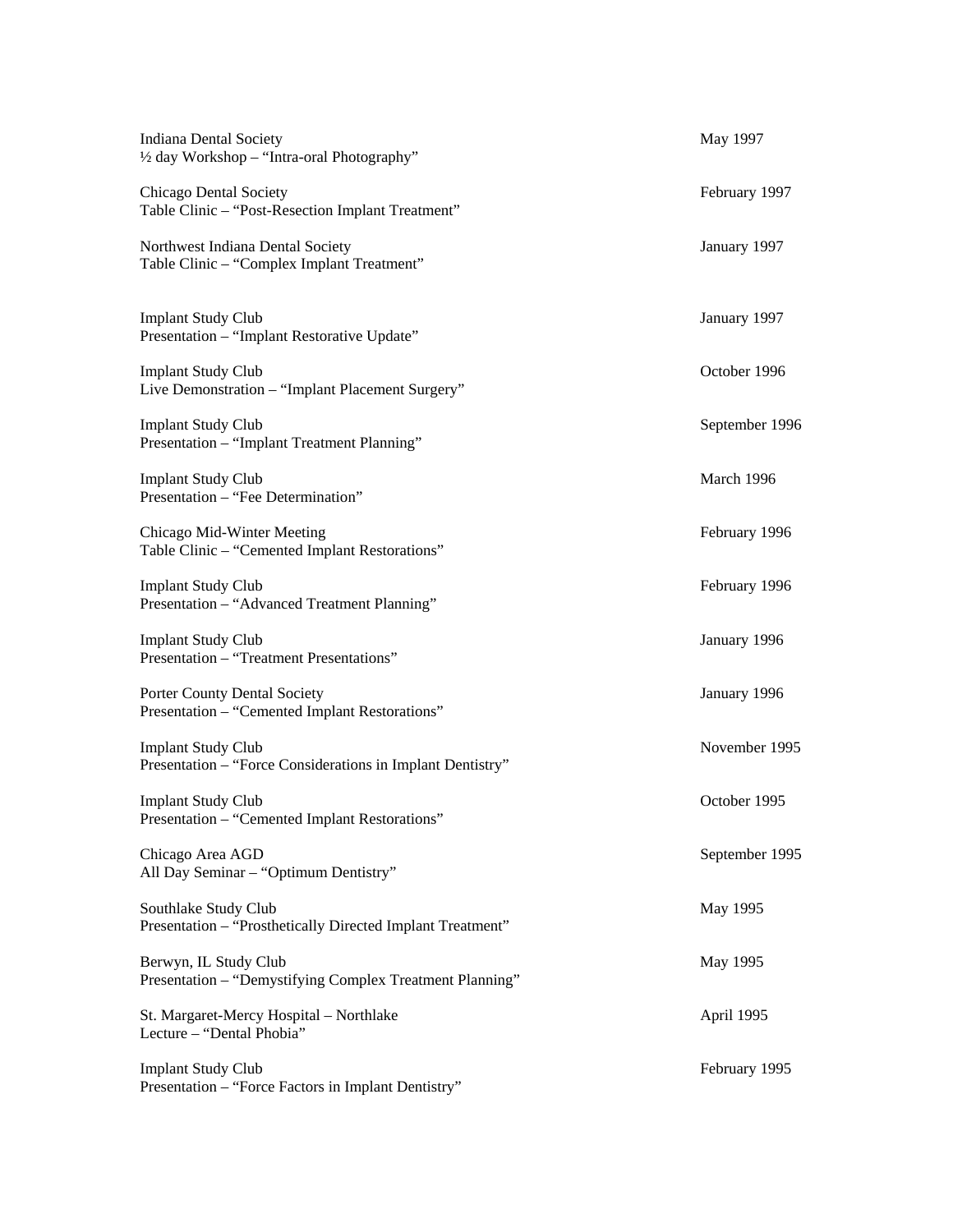Indiana Dental Society — May 1997
½ day Workshop – "Intra-oral Photography"

Chicago Dental Society — February 1997
Table Clinic – "Post-Resection Implant Treatment"

Northwest Indiana Dental Society — January 1997
Table Clinic – "Complex Implant Treatment"

Implant Study Club — January 1997
Presentation – "Implant Restorative Update"

Implant Study Club — October 1996
Live Demonstration – "Implant Placement Surgery"

Implant Study Club — September 1996
Presentation – "Implant Treatment Planning"

Implant Study Club — March 1996
Presentation – "Fee Determination"

Chicago Mid-Winter Meeting — February 1996
Table Clinic – "Cemented Implant Restorations"

Implant Study Club — February 1996
Presentation – "Advanced Treatment Planning"

Implant Study Club — January 1996
Presentation – "Treatment Presentations"

Porter County Dental Society — January 1996
Presentation – "Cemented Implant Restorations"

Implant Study Club — November 1995
Presentation – "Force Considerations in Implant Dentistry"

Implant Study Club — October 1995
Presentation – "Cemented Implant Restorations"

Chicago Area AGD — September 1995
All Day Seminar – "Optimum Dentistry"

Southlake Study Club — May 1995
Presentation – "Prosthetically Directed Implant Treatment"

Berwyn, IL Study Club — May 1995
Presentation – "Demystifying Complex Treatment Planning"

St. Margaret-Mercy Hospital – Northlake — April 1995
Lecture – "Dental Phobia"

Implant Study Club — February 1995
Presentation – "Force Factors in Implant Dentistry"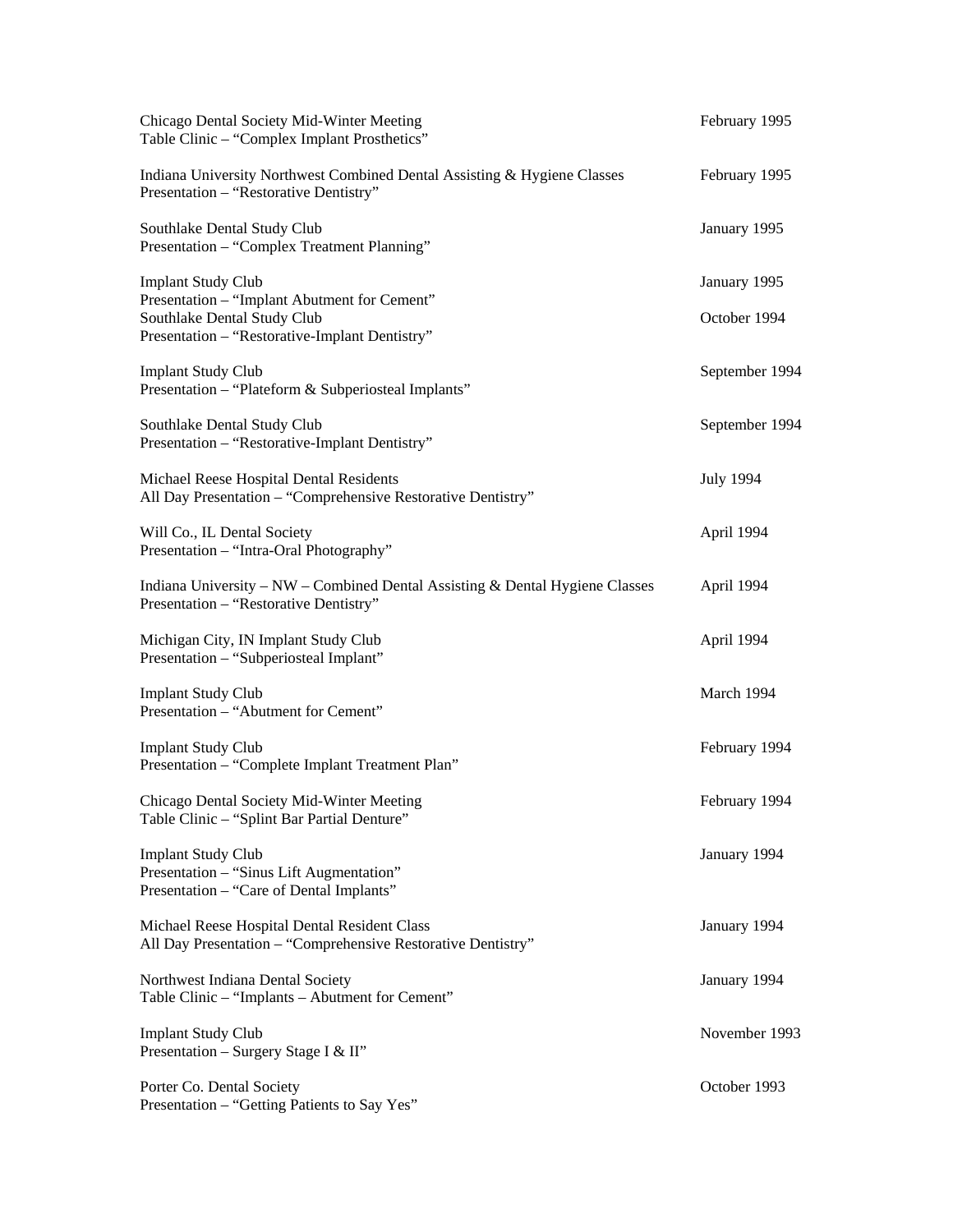Chicago Dental Society Mid-Winter Meeting — February 1995
Table Clinic – "Complex Implant Prosthetics"

Indiana University Northwest Combined Dental Assisting & Hygiene Classes — February 1995
Presentation – "Restorative Dentistry"

Southlake Dental Study Club — January 1995
Presentation – "Complex Treatment Planning"

Implant Study Club — January 1995
Presentation – "Implant Abutment for Cement"

Southlake Dental Study Club — October 1994
Presentation – "Restorative-Implant Dentistry"

Implant Study Club — September 1994
Presentation – "Plateform & Subperiosteal Implants"

Southlake Dental Study Club — September 1994
Presentation – "Restorative-Implant Dentistry"

Michael Reese Hospital Dental Residents — July 1994
All Day Presentation – "Comprehensive Restorative Dentistry"

Will Co., IL Dental Society — April 1994
Presentation – "Intra-Oral Photography"

Indiana University – NW – Combined Dental Assisting & Dental Hygiene Classes — April 1994
Presentation – "Restorative Dentistry"

Michigan City, IN Implant Study Club — April 1994
Presentation – "Subperiosteal Implant"

Implant Study Club — March 1994
Presentation – "Abutment for Cement"

Implant Study Club — February 1994
Presentation – "Complete Implant Treatment Plan"

Chicago Dental Society Mid-Winter Meeting — February 1994
Table Clinic – "Splint Bar Partial Denture"

Implant Study Club — January 1994
Presentation – "Sinus Lift Augmentation"
Presentation – "Care of Dental Implants"

Michael Reese Hospital Dental Resident Class — January 1994
All Day Presentation – "Comprehensive Restorative Dentistry"

Northwest Indiana Dental Society — January 1994
Table Clinic – "Implants – Abutment for Cement"

Implant Study Club — November 1993
Presentation – Surgery Stage I & II"

Porter Co. Dental Society — October 1993
Presentation – "Getting Patients to Say Yes"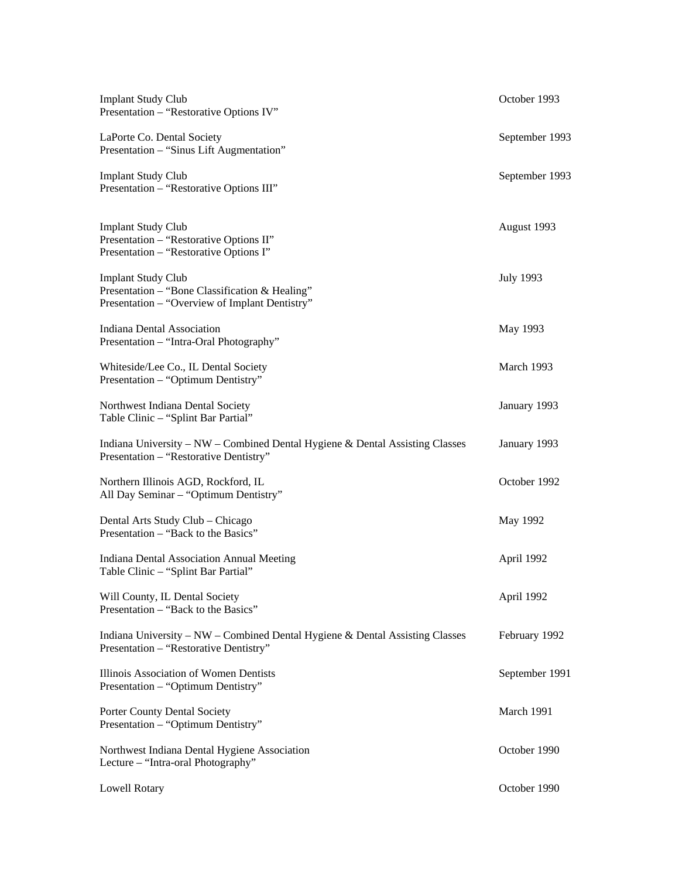Implant Study Club — October 1993
Presentation – "Restorative Options IV"

LaPorte Co. Dental Society — September 1993
Presentation – "Sinus Lift Augmentation"

Implant Study Club — September 1993
Presentation – "Restorative Options III"

Implant Study Club — August 1993
Presentation – "Restorative Options II"
Presentation – "Restorative Options I"

Implant Study Club — July 1993
Presentation – "Bone Classification & Healing"
Presentation – "Overview of Implant Dentistry"

Indiana Dental Association — May 1993
Presentation – "Intra-Oral Photography"

Whiteside/Lee Co., IL Dental Society — March 1993
Presentation – "Optimum Dentistry"

Northwest Indiana Dental Society — January 1993
Table Clinic – "Splint Bar Partial"

Indiana University – NW – Combined Dental Hygiene & Dental Assisting Classes — January 1993
Presentation – "Restorative Dentistry"

Northern Illinois AGD, Rockford, IL — October 1992
All Day Seminar – "Optimum Dentistry"

Dental Arts Study Club – Chicago — May 1992
Presentation – "Back to the Basics"

Indiana Dental Association Annual Meeting — April 1992
Table Clinic – "Splint Bar Partial"

Will County, IL Dental Society — April 1992
Presentation – "Back to the Basics"

Indiana University – NW – Combined Dental Hygiene & Dental Assisting Classes — February 1992
Presentation – "Restorative Dentistry"

Illinois Association of Women Dentists — September 1991
Presentation – "Optimum Dentistry"

Porter County Dental Society — March 1991
Presentation – "Optimum Dentistry"

Northwest Indiana Dental Hygiene Association — October 1990
Lecture – "Intra-oral Photography"

Lowell Rotary — October 1990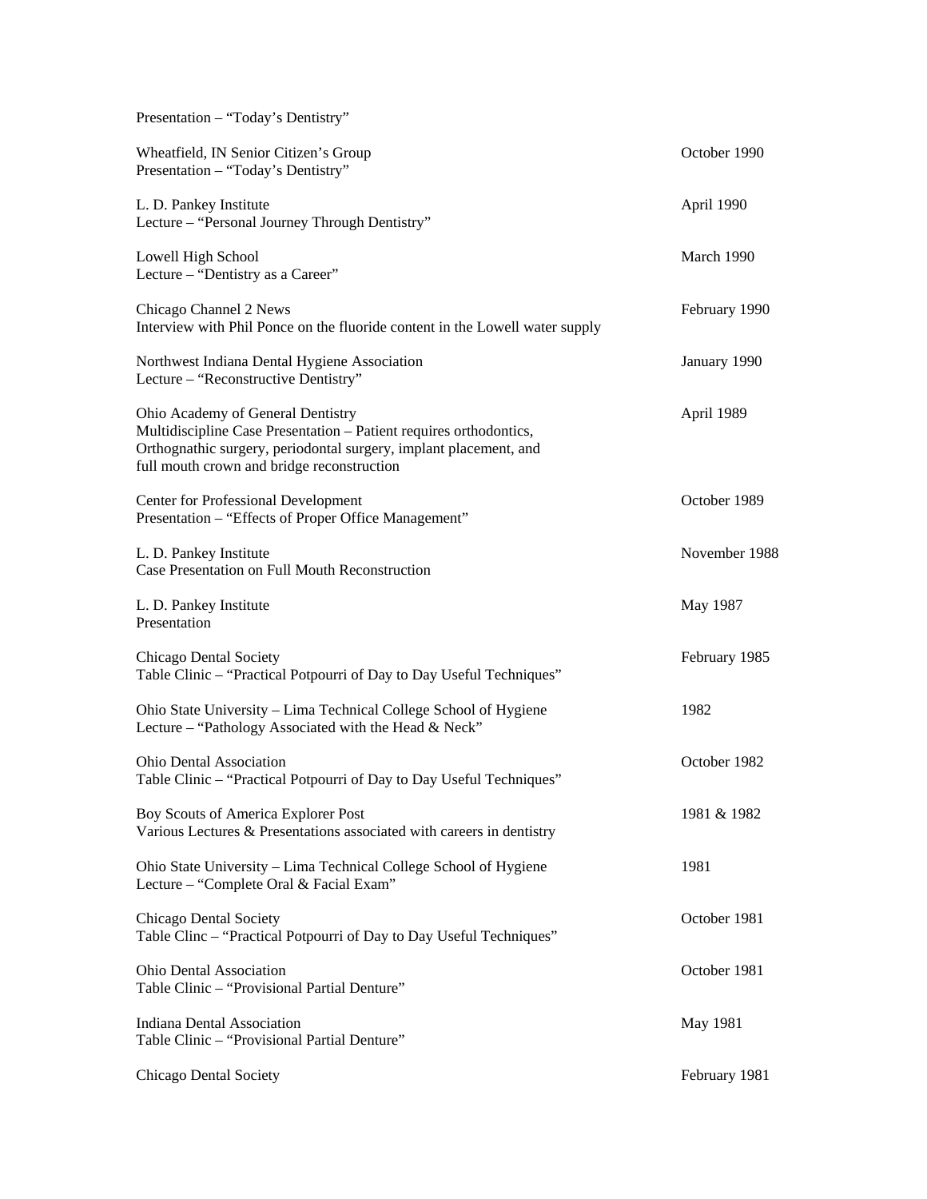Presentation – “Today’s Dentistry”

Wheatfield, IN Senior Citizen’s Group — October 1990
Presentation – “Today’s Dentistry”

L. D. Pankey Institute — April 1990
Lecture – “Personal Journey Through Dentistry”

Lowell High School — March 1990
Lecture – “Dentistry as a Career”

Chicago Channel 2 News — February 1990
Interview with Phil Ponce on the fluoride content in the Lowell water supply

Northwest Indiana Dental Hygiene Association — January 1990
Lecture – “Reconstructive Dentistry”

Ohio Academy of General Dentistry — April 1989
Multidiscipline Case Presentation – Patient requires orthodontics, Orthognathic surgery, periodontal surgery, implant placement, and full mouth crown and bridge reconstruction

Center for Professional Development — October 1989
Presentation – “Effects of Proper Office Management”

L. D. Pankey Institute — November 1988
Case Presentation on Full Mouth Reconstruction

L. D. Pankey Institute — May 1987
Presentation

Chicago Dental Society — February 1985
Table Clinic – “Practical Potpourri of Day to Day Useful Techniques”

Ohio State University – Lima Technical College School of Hygiene — 1982
Lecture – “Pathology Associated with the Head & Neck”

Ohio Dental Association — October 1982
Table Clinic – “Practical Potpourri of Day to Day Useful Techniques”

Boy Scouts of America Explorer Post — 1981 & 1982
Various Lectures & Presentations associated with careers in dentistry

Ohio State University – Lima Technical College School of Hygiene — 1981
Lecture – “Complete Oral & Facial Exam”

Chicago Dental Society — October 1981
Table Clinc – “Practical Potpourri of Day to Day Useful Techniques”

Ohio Dental Association — October 1981
Table Clinic – “Provisional Partial Denture”

Indiana Dental Association — May 1981
Table Clinic – “Provisional Partial Denture”

Chicago Dental Society — February 1981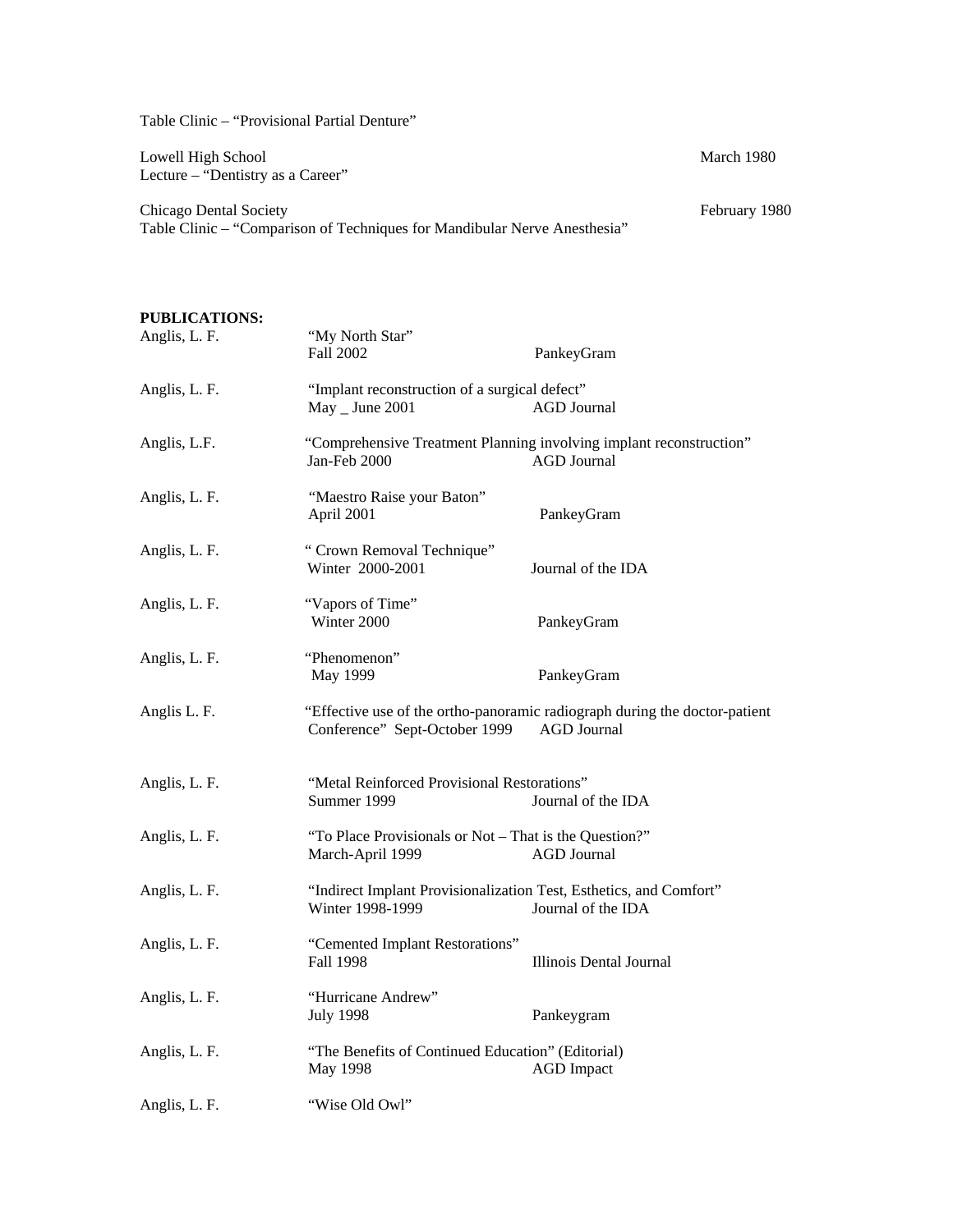Table Clinic – "Provisional Partial Denture"

Lowell High School — March 1980
Lecture – "Dentistry as a Career"

Chicago Dental Society — February 1980
Table Clinic – "Comparison of Techniques for Mandibular Nerve Anesthesia"

**PUBLICATIONS:**

| Author | Title / Date | Publication |
|---|---|---|
| Anglis, L. F. | "My North Star"<br>Fall 2002 | PankeyGram |
| Anglis, L. F. | "Implant reconstruction of a surgical defect"<br>May _ June 2001 | AGD Journal |
| Anglis, L.F. | "Comprehensive Treatment Planning involving implant reconstruction"<br>Jan-Feb 2000 | AGD Journal |
| Anglis, L. F. | "Maestro Raise your Baton"<br>April 2001 | PankeyGram |
| Anglis, L. F. | " Crown Removal Technique"<br>Winter 2000-2001 | Journal of the IDA |
| Anglis, L. F. | "Vapors of Time"<br>Winter 2000 | PankeyGram |
| Anglis, L. F. | "Phenomenon"<br>May 1999 | PankeyGram |
| Anglis L. F. | "Effective use of the ortho-panoramic radiograph during the doctor-patient Conference" Sept-October 1999 | AGD Journal |
| Anglis, L. F. | "Metal Reinforced Provisional Restorations"<br>Summer 1999 | Journal of the IDA |
| Anglis, L. F. | "To Place Provisionals or Not – That is the Question?"<br>March-April 1999 | AGD Journal |
| Anglis, L. F. | "Indirect Implant Provisionalization Test, Esthetics, and Comfort"<br>Winter 1998-1999 | Journal of the IDA |
| Anglis, L. F. | "Cemented Implant Restorations"<br>Fall 1998 | Illinois Dental Journal |
| Anglis, L. F. | "Hurricane Andrew"<br>July 1998 | Pankeygram |
| Anglis, L. F. | "The Benefits of Continued Education" (Editorial)<br>May 1998 | AGD Impact |
| Anglis, L. F. | "Wise Old Owl" | |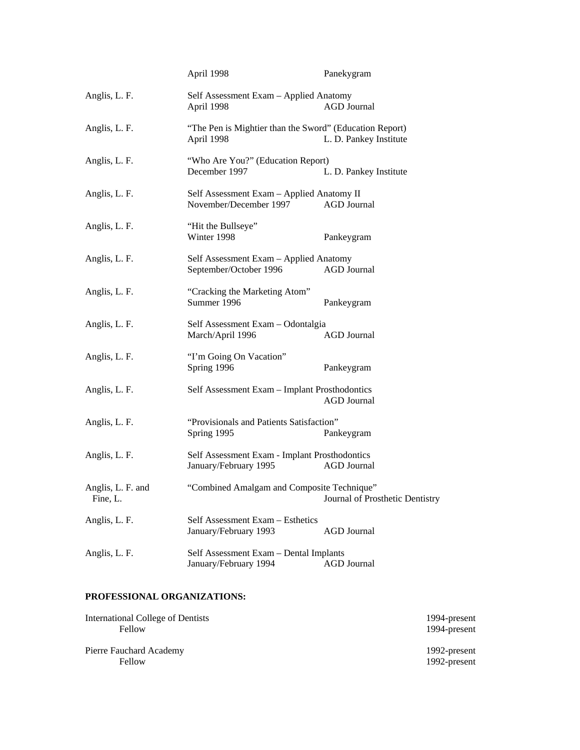| | | |
|---|---|---|
| | April 1998 | Panekygram |
| Anglis, L. F. | Self Assessment Exam – Applied Anatomy<br>April 1998 | AGD Journal |
| Anglis, L. F. | "The Pen is Mightier than the Sword" (Education Report)<br>April 1998 | L. D. Pankey Institute |
| Anglis, L. F. | "Who Are You?" (Education Report)<br>December 1997 | L. D. Pankey Institute |
| Anglis, L. F. | Self Assessment Exam – Applied Anatomy II<br>November/December 1997 | AGD Journal |
| Anglis, L. F. | "Hit the Bullseye"<br>Winter 1998 | Pankeygram |
| Anglis, L. F. | Self Assessment Exam – Applied Anatomy<br>September/October 1996 | AGD Journal |
| Anglis, L. F. | "Cracking the Marketing Atom"<br>Summer 1996 | Pankeygram |
| Anglis, L. F. | Self Assessment Exam – Odontalgia<br>March/April 1996 | AGD Journal |
| Anglis, L. F. | "I'm Going On Vacation"<br>Spring 1996 | Pankeygram |
| Anglis, L. F. | Self Assessment Exam – Implant Prosthodontics | AGD Journal |
| Anglis, L. F. | "Provisionals and Patients Satisfaction"<br>Spring 1995 | Pankeygram |
| Anglis, L. F. | Self Assessment Exam - Implant Prosthodontics<br>January/February 1995 | AGD Journal |
| Anglis, L. F. and Fine, L. | "Combined Amalgam and Composite Technique" | Journal of Prosthetic Dentistry |
| Anglis, L. F. | Self Assessment Exam – Esthetics<br>January/February 1993 | AGD Journal |
| Anglis, L. F. | Self Assessment Exam – Dental Implants<br>January/February 1994 | AGD Journal |

**PROFESSIONAL ORGANIZATIONS:**

| | |
|---|---|
| International College of Dentists | 1994-present |
| Fellow | 1994-present |
| Pierre Fauchard Academy | 1992-present |
| Fellow | 1992-present |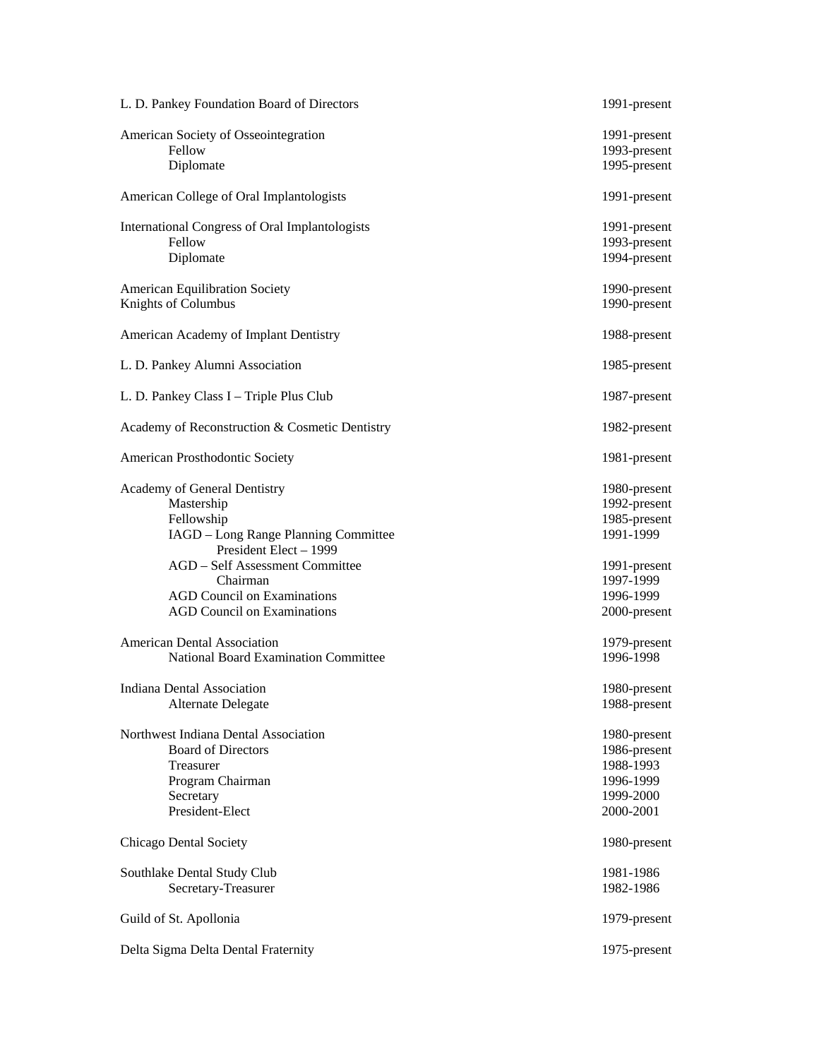| | |
|---|---|
| L. D. Pankey Foundation Board of Directors | 1991-present |
| | |
| American Society of Osseointegration | 1991-present |
|     Fellow | 1993-present |
|     Diplomate | 1995-present |
| | |
| American College of Oral Implantologists | 1991-present |
| | |
| International Congress of Oral Implantologists | 1991-present |
|     Fellow | 1993-present |
|     Diplomate | 1994-present |
| | |
| American Equilibration Society | 1990-present |
| Knights of Columbus | 1990-present |
| | |
| American Academy of Implant Dentistry | 1988-present |
| | |
| L. D. Pankey Alumni Association | 1985-present |
| | |
| L. D. Pankey Class I – Triple Plus Club | 1987-present |
| | |
| Academy of Reconstruction & Cosmetic Dentistry | 1982-present |
| | |
| American Prosthodontic Society | 1981-present |
| | |
| Academy of General Dentistry | 1980-present |
|     Mastership | 1992-present |
|     Fellowship | 1985-present |
|     IAGD – Long Range Planning Committee | 1991-1999 |
|         President Elect – 1999 | |
|     AGD – Self Assessment Committee | 1991-present |
|         Chairman | 1997-1999 |
|     AGD Council on Examinations | 1996-1999 |
|     AGD Council on Examinations | 2000-present |
| | |
| American Dental Association | 1979-present |
|     National Board Examination Committee | 1996-1998 |
| | |
| Indiana Dental Association | 1980-present |
|     Alternate Delegate | 1988-present |
| | |
| Northwest Indiana Dental Association | 1980-present |
|     Board of Directors | 1986-present |
|     Treasurer | 1988-1993 |
|     Program Chairman | 1996-1999 |
|     Secretary | 1999-2000 |
|     President-Elect | 2000-2001 |
| | |
| Chicago Dental Society | 1980-present |
| | |
| Southlake Dental Study Club | 1981-1986 |
|     Secretary-Treasurer | 1982-1986 |
| | |
| Guild of St. Apollonia | 1979-present |
| | |
| Delta Sigma Delta Dental Fraternity | 1975-present |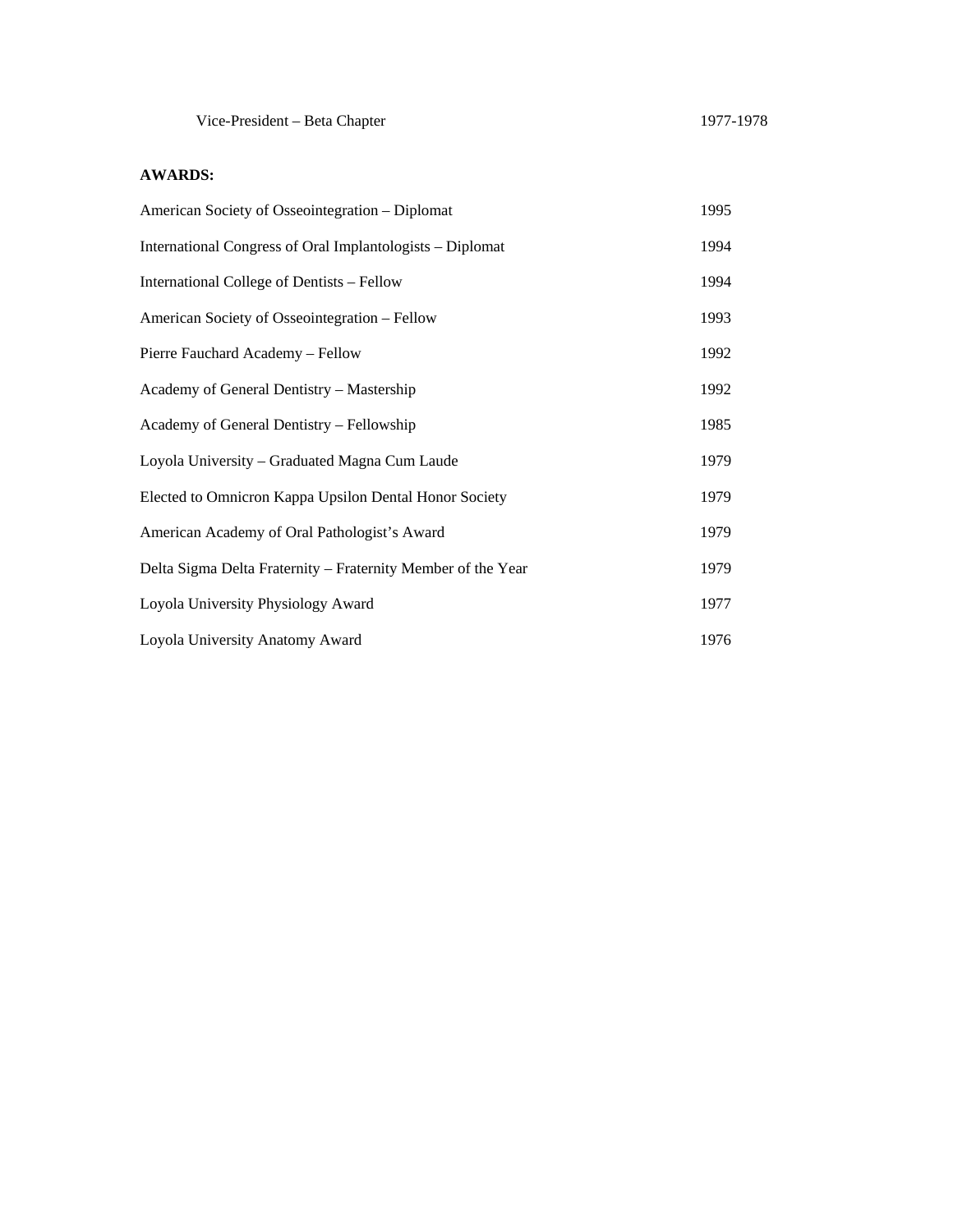Vice-President – Beta Chapter 1977-1978

**AWARDS:**

| | |
|---|---|
| American Society of Osseointegration – Diplomat | 1995 |
| International Congress of Oral Implantologists – Diplomat | 1994 |
| International College of Dentists – Fellow | 1994 |
| American Society of Osseointegration – Fellow | 1993 |
| Pierre Fauchard Academy – Fellow | 1992 |
| Academy of General Dentistry – Mastership | 1992 |
| Academy of General Dentistry – Fellowship | 1985 |
| Loyola University – Graduated Magna Cum Laude | 1979 |
| Elected to Omnicron Kappa Upsilon Dental Honor Society | 1979 |
| American Academy of Oral Pathologist's Award | 1979 |
| Delta Sigma Delta Fraternity – Fraternity Member of the Year | 1979 |
| Loyola University Physiology Award | 1977 |
| Loyola University Anatomy Award | 1976 |